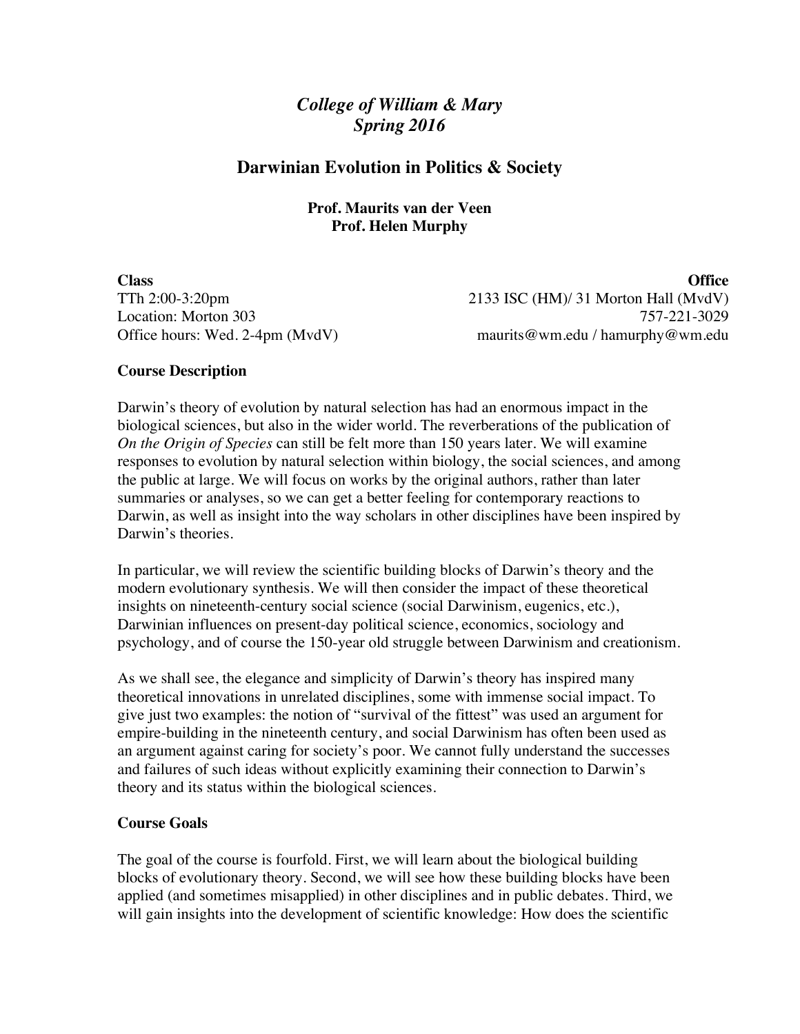# *College of William & Mary*
# *Spring 2016*

## Darwinian Evolution in Politics & Society

**Prof. Maurits van der Veen**
**Prof. Helen Murphy**

**Class**
TTh 2:00-3:20pm
Location: Morton 303
Office hours: Wed. 2-4pm (MvdV)

**Office**
2133 ISC (HM)/ 31 Morton Hall (MvdV)
757-221-3029
maurits@wm.edu / hamurphy@wm.edu

### Course Description

Darwin's theory of evolution by natural selection has had an enormous impact in the biological sciences, but also in the wider world. The reverberations of the publication of *On the Origin of Species* can still be felt more than 150 years later. We will examine responses to evolution by natural selection within biology, the social sciences, and among the public at large. We will focus on works by the original authors, rather than later summaries or analyses, so we can get a better feeling for contemporary reactions to Darwin, as well as insight into the way scholars in other disciplines have been inspired by Darwin's theories.

In particular, we will review the scientific building blocks of Darwin's theory and the modern evolutionary synthesis. We will then consider the impact of these theoretical insights on nineteenth-century social science (social Darwinism, eugenics, etc.), Darwinian influences on present-day political science, economics, sociology and psychology, and of course the 150-year old struggle between Darwinism and creationism.

As we shall see, the elegance and simplicity of Darwin's theory has inspired many theoretical innovations in unrelated disciplines, some with immense social impact. To give just two examples: the notion of "survival of the fittest" was used an argument for empire-building in the nineteenth century, and social Darwinism has often been used as an argument against caring for society's poor. We cannot fully understand the successes and failures of such ideas without explicitly examining their connection to Darwin's theory and its status within the biological sciences.

### Course Goals

The goal of the course is fourfold. First, we will learn about the biological building blocks of evolutionary theory. Second, we will see how these building blocks have been applied (and sometimes misapplied) in other disciplines and in public debates. Third, we will gain insights into the development of scientific knowledge: How does the scientific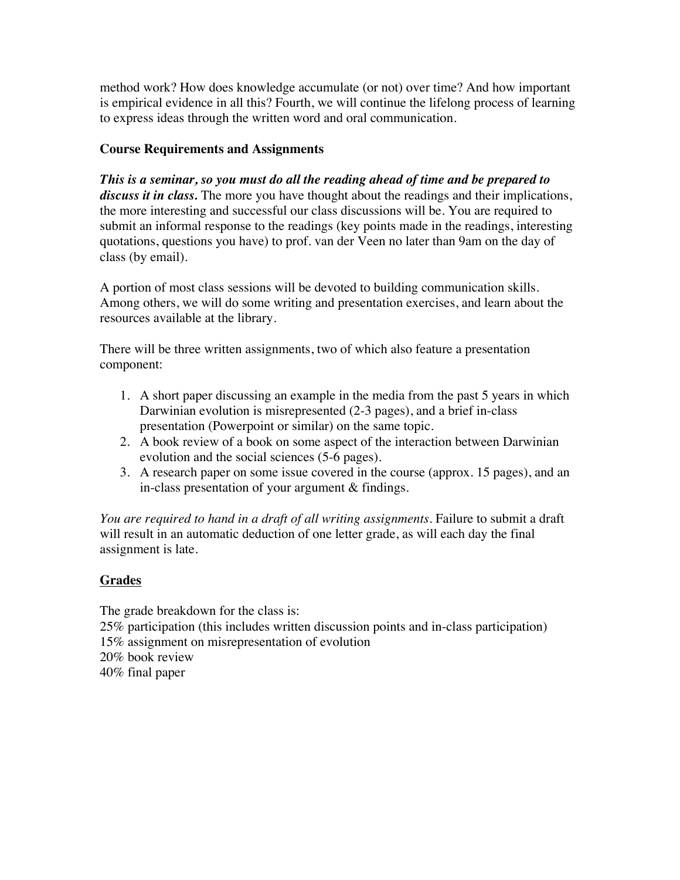method work? How does knowledge accumulate (or not) over time? And how important is empirical evidence in all this? Fourth, we will continue the lifelong process of learning to express ideas through the written word and oral communication.

**Course Requirements and Assignments**

***This is a seminar, so you must do all the reading ahead of time and be prepared to discuss it in class.*** The more you have thought about the readings and their implications, the more interesting and successful our class discussions will be. You are required to submit an informal response to the readings (key points made in the readings, interesting quotations, questions you have) to prof. van der Veen no later than 9am on the day of class (by email).

A portion of most class sessions will be devoted to building communication skills. Among others, we will do some writing and presentation exercises, and learn about the resources available at the library.

There will be three written assignments, two of which also feature a presentation component:

1. A short paper discussing an example in the media from the past 5 years in which Darwinian evolution is misrepresented (2-3 pages), and a brief in-class presentation (Powerpoint or similar) on the same topic.
2. A book review of a book on some aspect of the interaction between Darwinian evolution and the social sciences (5-6 pages).
3. A research paper on some issue covered in the course (approx. 15 pages), and an in-class presentation of your argument & findings.

*You are required to hand in a draft of all writing assignments*. Failure to submit a draft will result in an automatic deduction of one letter grade, as will each day the final assignment is late.

## Grades

The grade breakdown for the class is:
25% participation (this includes written discussion points and in-class participation)
15% assignment on misrepresentation of evolution
20% book review
40% final paper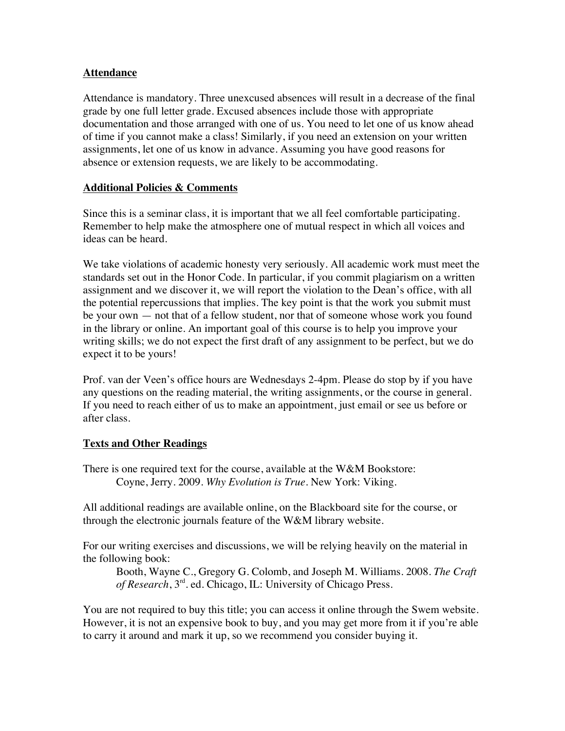## Attendance

Attendance is mandatory. Three unexcused absences will result in a decrease of the final grade by one full letter grade. Excused absences include those with appropriate documentation and those arranged with one of us. You need to let one of us know ahead of time if you cannot make a class! Similarly, if you need an extension on your written assignments, let one of us know in advance. Assuming you have good reasons for absence or extension requests, we are likely to be accommodating.

## Additional Policies & Comments

Since this is a seminar class, it is important that we all feel comfortable participating. Remember to help make the atmosphere one of mutual respect in which all voices and ideas can be heard.

We take violations of academic honesty very seriously. All academic work must meet the standards set out in the Honor Code. In particular, if you commit plagiarism on a written assignment and we discover it, we will report the violation to the Dean's office, with all the potential repercussions that implies. The key point is that the work you submit must be your own — not that of a fellow student, nor that of someone whose work you found in the library or online. An important goal of this course is to help you improve your writing skills; we do not expect the first draft of any assignment to be perfect, but we do expect it to be yours!

Prof. van der Veen's office hours are Wednesdays 2-4pm. Please do stop by if you have any questions on the reading material, the writing assignments, or the course in general. If you need to reach either of us to make an appointment, just email or see us before or after class.

## Texts and Other Readings

There is one required text for the course, available at the W&M Bookstore:

> Coyne, Jerry. 2009. *Why Evolution is True*. New York: Viking.

All additional readings are available online, on the Blackboard site for the course, or through the electronic journals feature of the W&M library website.

For our writing exercises and discussions, we will be relying heavily on the material in the following book:

> Booth, Wayne C., Gregory G. Colomb, and Joseph M. Williams. 2008. *The Craft of Research*, 3rd. ed. Chicago, IL: University of Chicago Press.

You are not required to buy this title; you can access it online through the Swem website. However, it is not an expensive book to buy, and you may get more from it if you're able to carry it around and mark it up, so we recommend you consider buying it.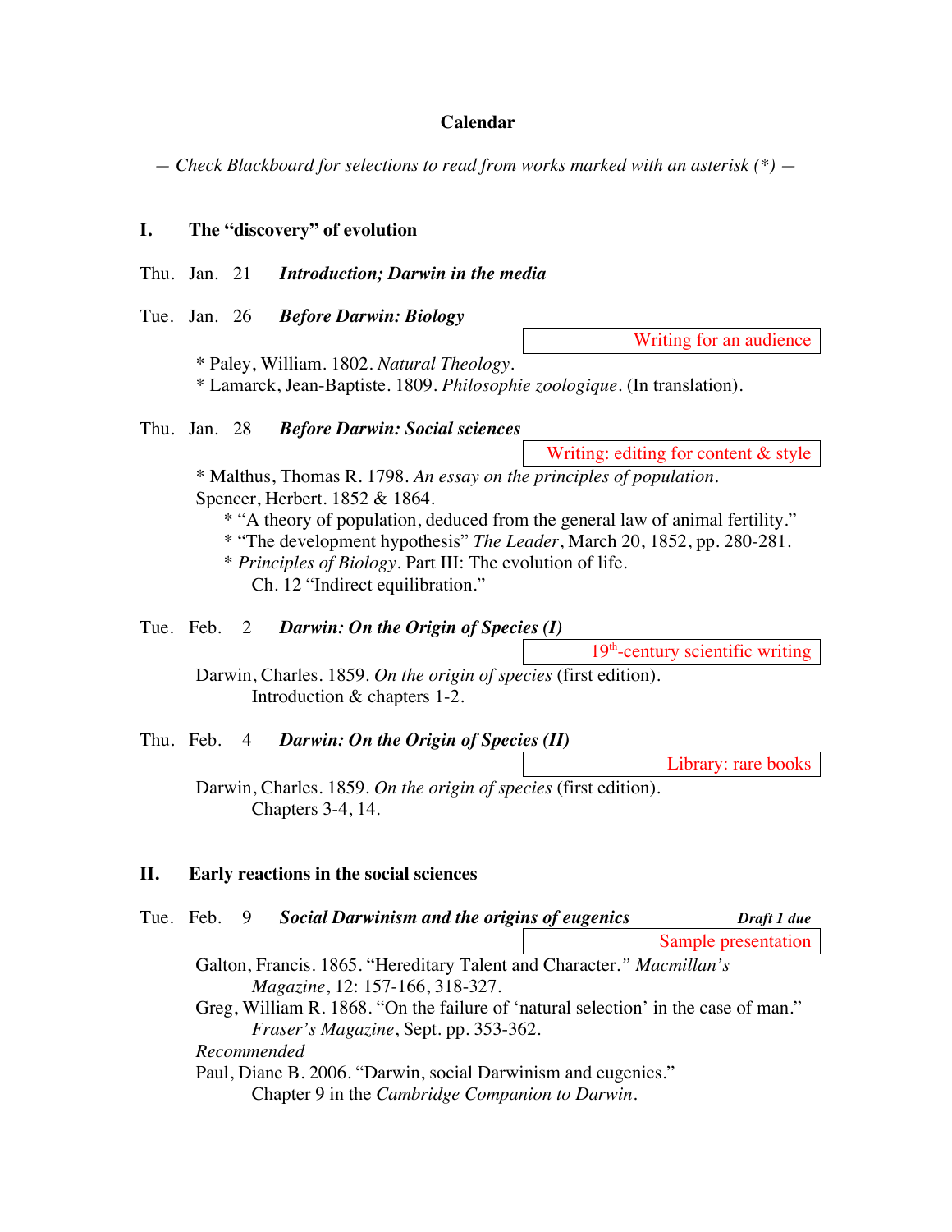## Calendar

*— Check Blackboard for selections to read from works marked with an asterisk (*) —*

### I. The "discovery" of evolution

Thu. Jan. 21 ***Introduction; Darwin in the media***

Tue. Jan. 26 ***Before Darwin: Biology***

Writing for an audience

* Paley, William. 1802. *Natural Theology*.
* Lamarck, Jean-Baptiste. 1809. *Philosophie zoologique*. (In translation).

Thu. Jan. 28 ***Before Darwin: Social sciences***

Writing: editing for content & style

* Malthus, Thomas R. 1798. *An essay on the principles of population*.

Spencer, Herbert. 1852 & 1864.

- * "A theory of population, deduced from the general law of animal fertility."
- * "The development hypothesis" *The Leader*, March 20, 1852, pp. 280-281.
- * *Principles of Biology*. Part III: The evolution of life.
  Ch. 12 "Indirect equilibration."

Tue. Feb. 2 ***Darwin: On the Origin of Species (I)***

19th-century scientific writing

Darwin, Charles. 1859. *On the origin of species* (first edition).
Introduction & chapters 1-2.

Thu. Feb. 4 ***Darwin: On the Origin of Species (II)***

Library: rare books

Darwin, Charles. 1859. *On the origin of species* (first edition).
Chapters 3-4, 14.

### II. Early reactions in the social sciences

Tue. Feb. 9 ***Social Darwinism and the origins of eugenics*** ***Draft 1 due***

Sample presentation

Galton, Francis. 1865. "Hereditary Talent and Character." *Macmillan's Magazine*, 12: 157-166, 318-327.

Greg, William R. 1868. "On the failure of 'natural selection' in the case of man." *Fraser's Magazine*, Sept. pp. 353-362.

*Recommended*

Paul, Diane B. 2006. "Darwin, social Darwinism and eugenics." Chapter 9 in the *Cambridge Companion to Darwin*.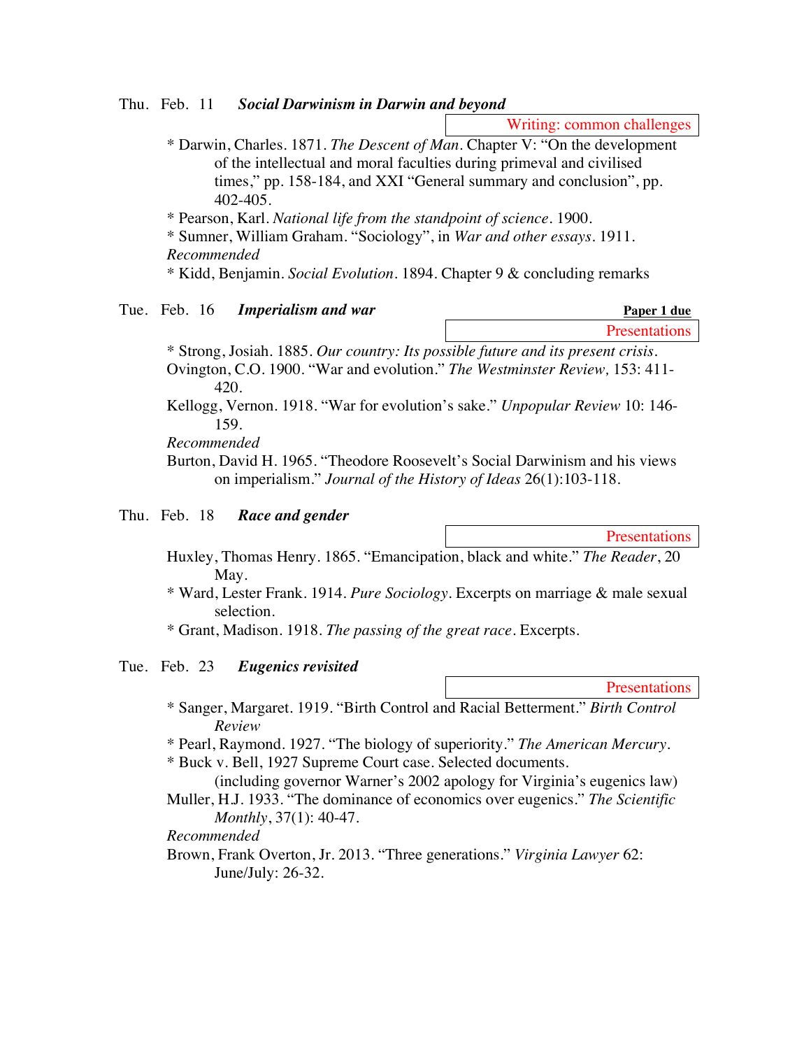Thu. Feb. 11 ***Social Darwinism in Darwin and beyond***

Writing: common challenges

* Darwin, Charles. 1871. *The Descent of Man*. Chapter V: "On the development of the intellectual and moral faculties during primeval and civilised times," pp. 158-184, and XXI "General summary and conclusion", pp. 402-405.
* Pearson, Karl. *National life from the standpoint of science*. 1900.
* Sumner, William Graham. "Sociology", in *War and other essays*. 1911.

*Recommended*

* Kidd, Benjamin. *Social Evolution*. 1894. Chapter 9 & concluding remarks

Tue. Feb. 16 ***Imperialism and war*** **Paper 1 due**

Presentations

* Strong, Josiah. 1885. *Our country: Its possible future and its present crisis*.

Ovington, C.O. 1900. "War and evolution." *The Westminster Review,* 153: 411-420.

Kellogg, Vernon. 1918. "War for evolution's sake." *Unpopular Review* 10: 146-159.

*Recommended*

Burton, David H. 1965. "Theodore Roosevelt's Social Darwinism and his views on imperialism." *Journal of the History of Ideas* 26(1):103-118.

Thu. Feb. 18 ***Race and gender***

Presentations

Huxley, Thomas Henry. 1865. "Emancipation, black and white." *The Reader*, 20 May.

* Ward, Lester Frank. 1914. *Pure Sociology*. Excerpts on marriage & male sexual selection.
* Grant, Madison. 1918. *The passing of the great race*. Excerpts.

Tue. Feb. 23 ***Eugenics revisited***

Presentations

* Sanger, Margaret. 1919. "Birth Control and Racial Betterment." *Birth Control Review*
* Pearl, Raymond. 1927. "The biology of superiority." *The American Mercury*.
* Buck v. Bell, 1927 Supreme Court case. Selected documents. (including governor Warner's 2002 apology for Virginia's eugenics law)

Muller, H.J. 1933. "The dominance of economics over eugenics." *The Scientific Monthly*, 37(1): 40-47.

*Recommended*

Brown, Frank Overton, Jr. 2013. "Three generations." *Virginia Lawyer* 62: June/July: 26-32.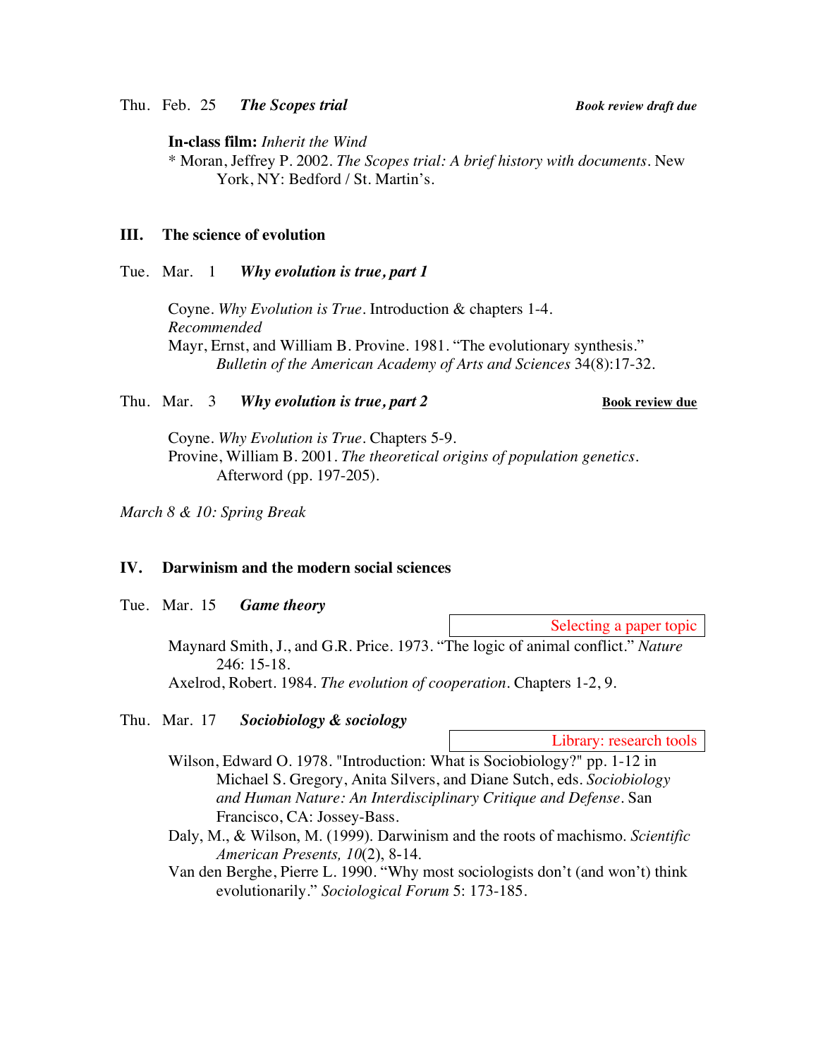Thu. Feb. 25 ***The Scopes trial*** ***Book review draft due***

**In-class film:** *Inherit the Wind*

* Moran, Jeffrey P. 2002. *The Scopes trial: A brief history with documents*. New York, NY: Bedford / St. Martin's.

## III. The science of evolution

Tue. Mar. 1 ***Why evolution is true, part 1***

Coyne. *Why Evolution is True*. Introduction & chapters 1-4.

*Recommended*

Mayr, Ernst, and William B. Provine. 1981. "The evolutionary synthesis." *Bulletin of the American Academy of Arts and Sciences* 34(8):17-32.

Thu. Mar. 3 ***Why evolution is true, part 2*** **Book review due**

Coyne. *Why Evolution is True*. Chapters 5-9.

Provine, William B. 2001. *The theoretical origins of population genetics*. Afterword (pp. 197-205).

*March 8 & 10: Spring Break*

## IV. Darwinism and the modern social sciences

Tue. Mar. 15 ***Game theory***

Selecting a paper topic

Maynard Smith, J., and G.R. Price. 1973. "The logic of animal conflict." *Nature* 246: 15-18.

Axelrod, Robert. 1984. *The evolution of cooperation*. Chapters 1-2, 9.

Thu. Mar. 17 ***Sociobiology & sociology***

Library: research tools

Wilson, Edward O. 1978. "Introduction: What is Sociobiology?" pp. 1-12 in Michael S. Gregory, Anita Silvers, and Diane Sutch, eds. *Sociobiology and Human Nature: An Interdisciplinary Critique and Defense*. San Francisco, CA: Jossey-Bass.

Daly, M., & Wilson, M. (1999). Darwinism and the roots of machismo. *Scientific American Presents, 10*(2), 8-14.

Van den Berghe, Pierre L. 1990. "Why most sociologists don't (and won't) think evolutionarily." *Sociological Forum* 5: 173-185.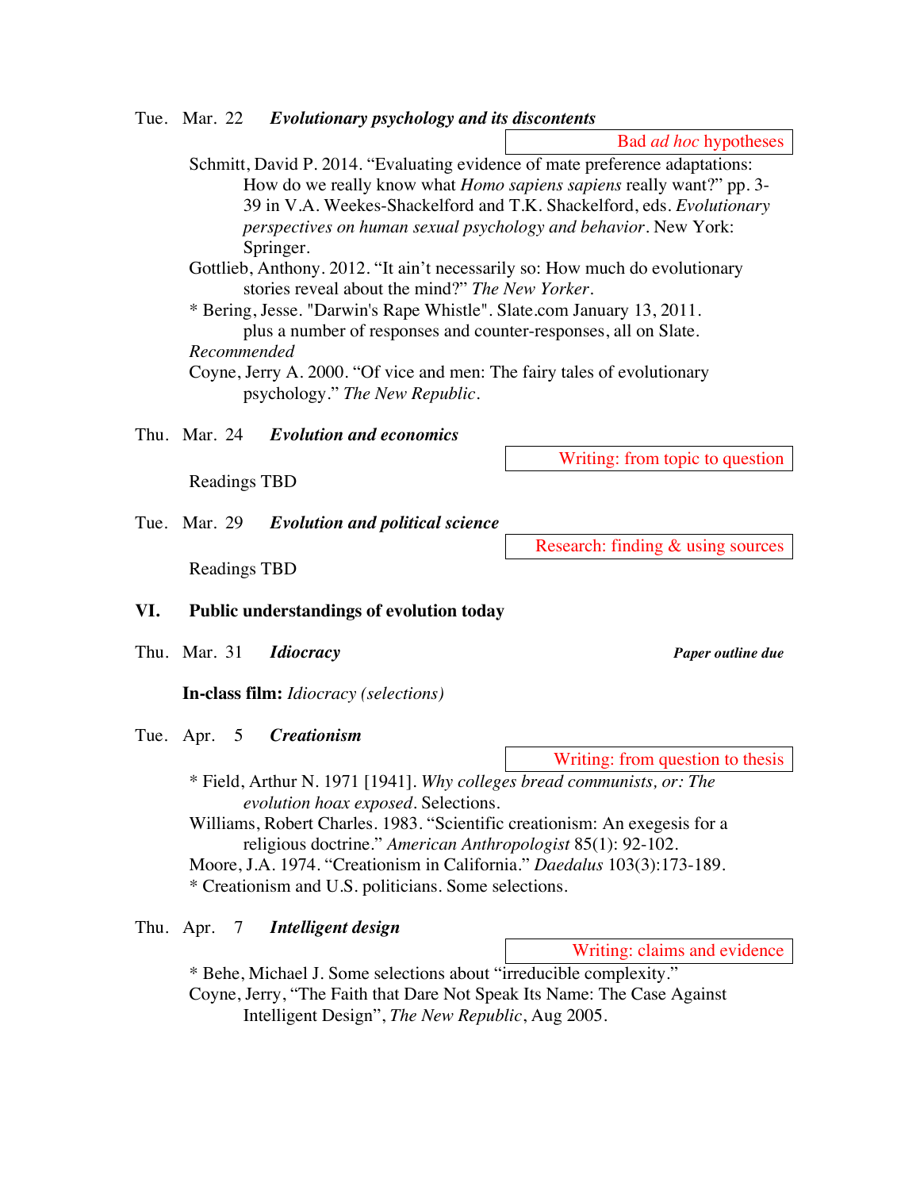Tue. Mar. 22 ***Evolutionary psychology and its discontents***

Bad *ad hoc* hypotheses

Schmitt, David P. 2014. "Evaluating evidence of mate preference adaptations: How do we really know what *Homo sapiens sapiens* really want?" pp. 3-39 in V.A. Weekes-Shackelford and T.K. Shackelford, eds. *Evolutionary perspectives on human sexual psychology and behavior*. New York: Springer.

Gottlieb, Anthony. 2012. "It ain't necessarily so: How much do evolutionary stories reveal about the mind?" *The New Yorker*.

* Bering, Jesse. "Darwin's Rape Whistle". Slate.com January 13, 2011. plus a number of responses and counter-responses, all on Slate.

*Recommended*

Coyne, Jerry A. 2000. "Of vice and men: The fairy tales of evolutionary psychology." *The New Republic*.

Thu. Mar. 24 ***Evolution and economics***

Writing: from topic to question

Readings TBD

Tue. Mar. 29 ***Evolution and political science***

Research: finding & using sources

Readings TBD

## VI. Public understandings of evolution today

Thu. Mar. 31 ***Idiocracy*** ***Paper outline due***

**In-class film:** *Idiocracy (selections)*

Tue. Apr. 5 ***Creationism***

Writing: from question to thesis

* Field, Arthur N. 1971 [1941]. *Why colleges bread communists, or: The evolution hoax exposed*. Selections.

Williams, Robert Charles. 1983. "Scientific creationism: An exegesis for a religious doctrine." *American Anthropologist* 85(1): 92-102.

Moore, J.A. 1974. "Creationism in California." *Daedalus* 103(3):173-189.

* Creationism and U.S. politicians. Some selections.

Thu. Apr. 7 ***Intelligent design***

Writing: claims and evidence

* Behe, Michael J. Some selections about "irreducible complexity."

Coyne, Jerry, "The Faith that Dare Not Speak Its Name: The Case Against Intelligent Design", *The New Republic*, Aug 2005.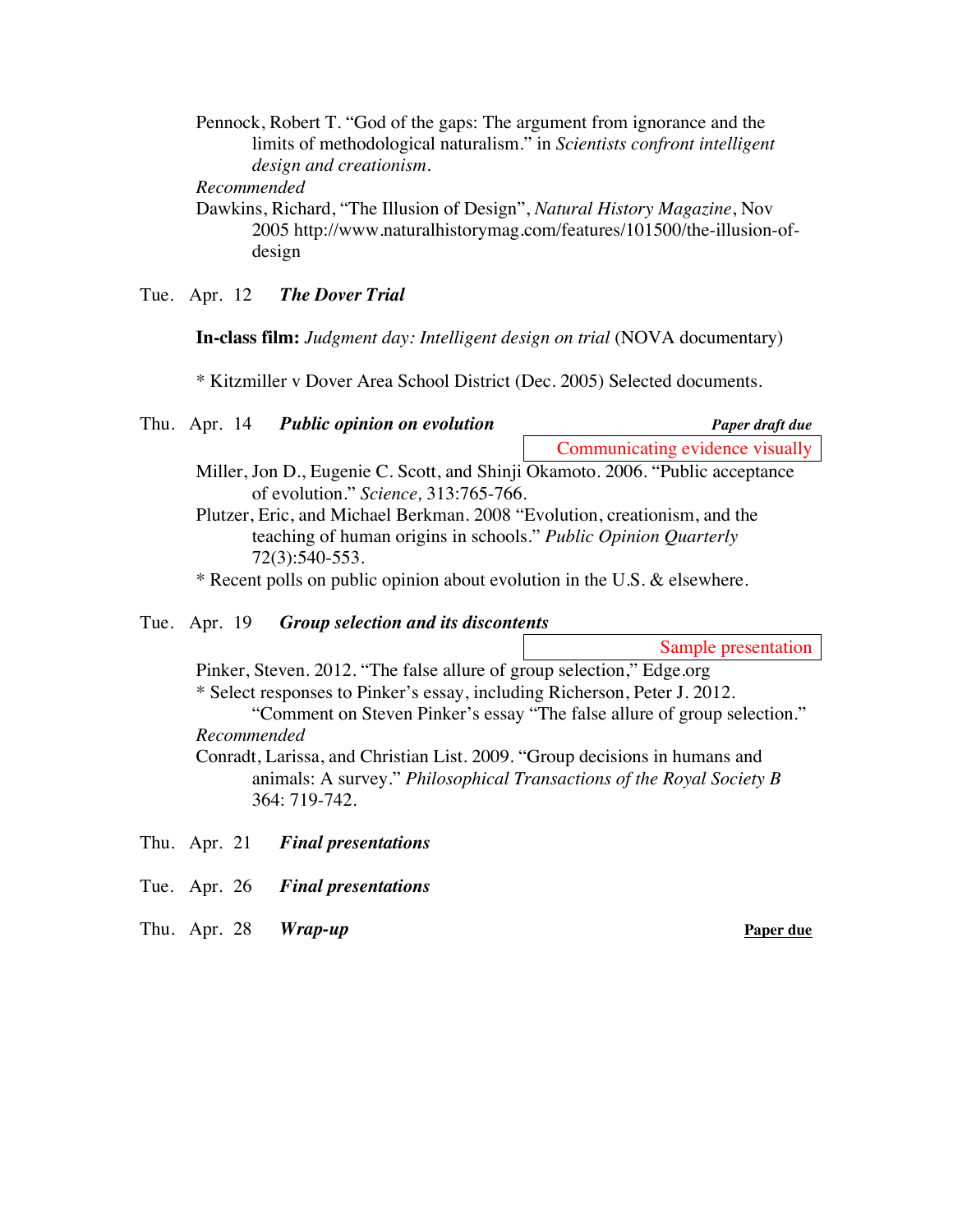Pennock, Robert T. "God of the gaps: The argument from ignorance and the limits of methodological naturalism." in *Scientists confront intelligent design and creationism*.

*Recommended*

Dawkins, Richard, "The Illusion of Design", *Natural History Magazine*, Nov 2005 http://www.naturalhistorymag.com/features/101500/the-illusion-of-design

Tue. Apr. 12 ***The Dover Trial***

**In-class film:** *Judgment day: Intelligent design on trial* (NOVA documentary)

* Kitzmiller v Dover Area School District (Dec. 2005) Selected documents.

Thu. Apr. 14 ***Public opinion on evolution*** ***Paper draft due***

Communicating evidence visually

Miller, Jon D., Eugenie C. Scott, and Shinji Okamoto. 2006. "Public acceptance of evolution." *Science,* 313:765-766.

Plutzer, Eric, and Michael Berkman. 2008 "Evolution, creationism, and the teaching of human origins in schools." *Public Opinion Quarterly* 72(3):540-553.

* Recent polls on public opinion about evolution in the U.S. & elsewhere.

Tue. Apr. 19 ***Group selection and its discontents***

Sample presentation

Pinker, Steven. 2012. "The false allure of group selection," Edge.org

* Select responses to Pinker's essay, including Richerson, Peter J. 2012. "Comment on Steven Pinker's essay "The false allure of group selection."

*Recommended*

Conradt, Larissa, and Christian List. 2009. "Group decisions in humans and animals: A survey." *Philosophical Transactions of the Royal Society B* 364: 719-742.

Thu. Apr. 21 ***Final presentations***

Tue. Apr. 26 ***Final presentations***

Thu. Apr. 28 ***Wrap-up*** **Paper due**